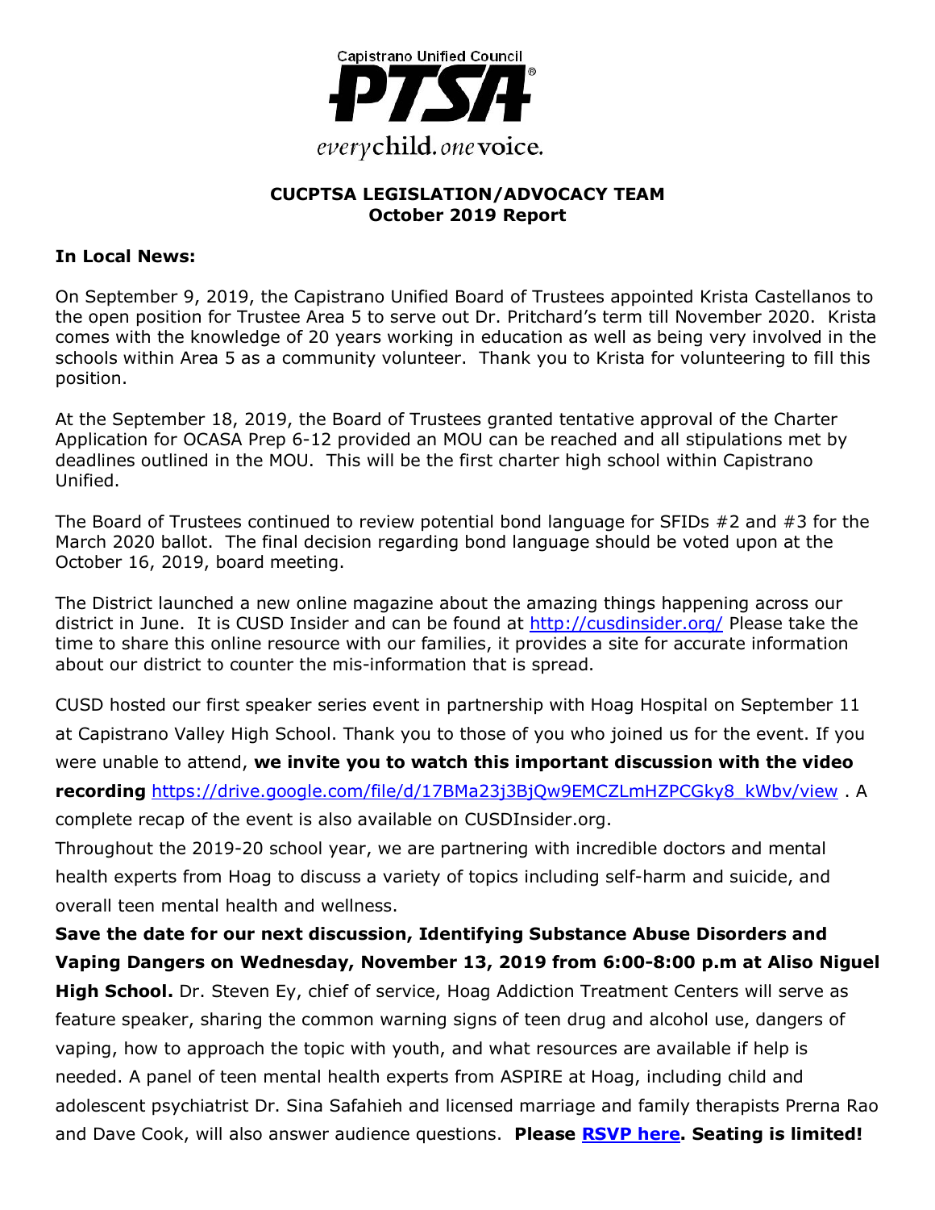Capistrano Unified Council

PTSA

*every* child. *one* voice.

**CUCPTSA LEGISLATION/ADVOCACY TEAM**
**October 2019 Report**

**In Local News:**

On September 9, 2019, the Capistrano Unified Board of Trustees appointed Krista Castellanos to the open position for Trustee Area 5 to serve out Dr. Pritchard's term till November 2020. Krista comes with the knowledge of 20 years working in education as well as being very involved in the schools within Area 5 as a community volunteer. Thank you to Krista for volunteering to fill this position.

At the September 18, 2019, the Board of Trustees granted tentative approval of the Charter Application for OCASA Prep 6-12 provided an MOU can be reached and all stipulations met by deadlines outlined in the MOU. This will be the first charter high school within Capistrano Unified.

The Board of Trustees continued to review potential bond language for SFIDs #2 and #3 for the March 2020 ballot. The final decision regarding bond language should be voted upon at the October 16, 2019, board meeting.

The District launched a new online magazine about the amazing things happening across our district in June. It is CUSD Insider and can be found at http://cusdinsider.org/ Please take the time to share this online resource with our families, it provides a site for accurate information about our district to counter the mis-information that is spread.

CUSD hosted our first speaker series event in partnership with Hoag Hospital on September 11 at Capistrano Valley High School. Thank you to those of you who joined us for the event. If you were unable to attend, **we invite you to watch this important discussion with the video recording** https://drive.google.com/file/d/17BMa23j3BjQw9EMCZLmHZPCGky8_kWbv/view . A complete recap of the event is also available on CUSDInsider.org.

Throughout the 2019-20 school year, we are partnering with incredible doctors and mental health experts from Hoag to discuss a variety of topics including self-harm and suicide, and overall teen mental health and wellness.

**Save the date for our next discussion, Identifying Substance Abuse Disorders and Vaping Dangers on Wednesday, November 13, 2019 from 6:00-8:00 p.m at Aliso Niguel High School.** Dr. Steven Ey, chief of service, Hoag Addiction Treatment Centers will serve as feature speaker, sharing the common warning signs of teen drug and alcohol use, dangers of vaping, how to approach the topic with youth, and what resources are available if help is needed. A panel of teen mental health experts from ASPIRE at Hoag, including child and adolescent psychiatrist Dr. Sina Safahieh and licensed marriage and family therapists Prerna Rao and Dave Cook, will also answer audience questions. **Please RSVP here. Seating is limited!**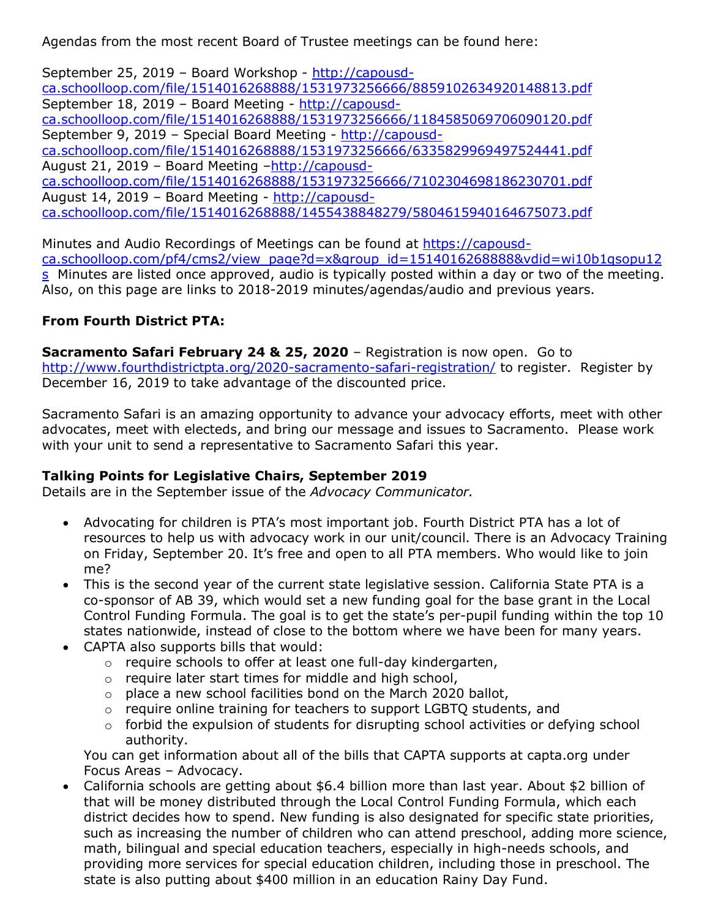Agendas from the most recent Board of Trustee meetings can be found here:

September 25, 2019 – Board Workshop - [http://capousd-ca.schoolloop.com/file/1514016268888/1531973256666/885910263492014881 3.pdf](http://capousd-ca.schoolloop.com/file/1514016268888/1531973256666/8859102634920148813.pdf)
September 18, 2019 – Board Meeting - [http://capousd-ca.schoolloop.com/file/1514016268888/1531973256666/1184585069706090120.pdf](http://capousd-ca.schoolloop.com/file/1514016268888/1531973256666/1184585069706090120.pdf)
September 9, 2019 – Special Board Meeting - [http://capousd-ca.schoolloop.com/file/1514016268888/1531973256666/6335829969497524441.pdf](http://capousd-ca.schoolloop.com/file/1514016268888/1531973256666/6335829969497524441.pdf)
August 21, 2019 – Board Meeting –[http://capousd-ca.schoolloop.com/file/1514016268888/1531973256666/7102304698186230701.pdf](http://capousd-ca.schoolloop.com/file/1514016268888/1531973256666/7102304698186230701.pdf)
August 14, 2019 – Board Meeting - [http://capousd-ca.schoolloop.com/file/1514016268888/1455438848279/5804615940164675073.pdf](http://capousd-ca.schoolloop.com/file/1514016268888/1455438848279/5804615940164675073.pdf)

Minutes and Audio Recordings of Meetings can be found at [https://capousd-ca.schoolloop.com/pf4/cms2/view_page?d=x&group_id=1514016268888&vdid=wi10b1qsopu12s](https://capousd-ca.schoolloop.com/pf4/cms2/view_page?d=x&group_id=1514016268888&vdid=wi10b1qsopu12s) Minutes are listed once approved, audio is typically posted within a day or two of the meeting. Also, on this page are links to 2018-2019 minutes/agendas/audio and previous years.

**From Fourth District PTA:**

**Sacramento Safari February 24 & 25, 2020** – Registration is now open. Go to [http://www.fourthdistrictpta.org/2020-sacramento-safari-registration/](http://www.fourthdistrictpta.org/2020-sacramento-safari-registration/) to register. Register by December 16, 2019 to take advantage of the discounted price.

Sacramento Safari is an amazing opportunity to advance your advocacy efforts, meet with other advocates, meet with electeds, and bring our message and issues to Sacramento. Please work with your unit to send a representative to Sacramento Safari this year.

**Talking Points for Legislative Chairs, September 2019**
Details are in the September issue of the *Advocacy Communicator.*

- Advocating for children is PTA's most important job. Fourth District PTA has a lot of resources to help us with advocacy work in our unit/council. There is an Advocacy Training on Friday, September 20. It's free and open to all PTA members. Who would like to join me?
- This is the second year of the current state legislative session. California State PTA is a co-sponsor of AB 39, which would set a new funding goal for the base grant in the Local Control Funding Formula. The goal is to get the state's per-pupil funding within the top 10 states nationwide, instead of close to the bottom where we have been for many years.
- CAPTA also supports bills that would:
  - require schools to offer at least one full-day kindergarten,
  - require later start times for middle and high school,
  - place a new school facilities bond on the March 2020 ballot,
  - require online training for teachers to support LGBTQ students, and
  - forbid the expulsion of students for disrupting school activities or defying school authority.

  You can get information about all of the bills that CAPTA supports at capta.org under Focus Areas – Advocacy.
- California schools are getting about $6.4 billion more than last year. About $2 billion of that will be money distributed through the Local Control Funding Formula, which each district decides how to spend. New funding is also designated for specific state priorities, such as increasing the number of children who can attend preschool, adding more science, math, bilingual and special education teachers, especially in high-needs schools, and providing more services for special education children, including those in preschool. The state is also putting about $400 million in an education Rainy Day Fund.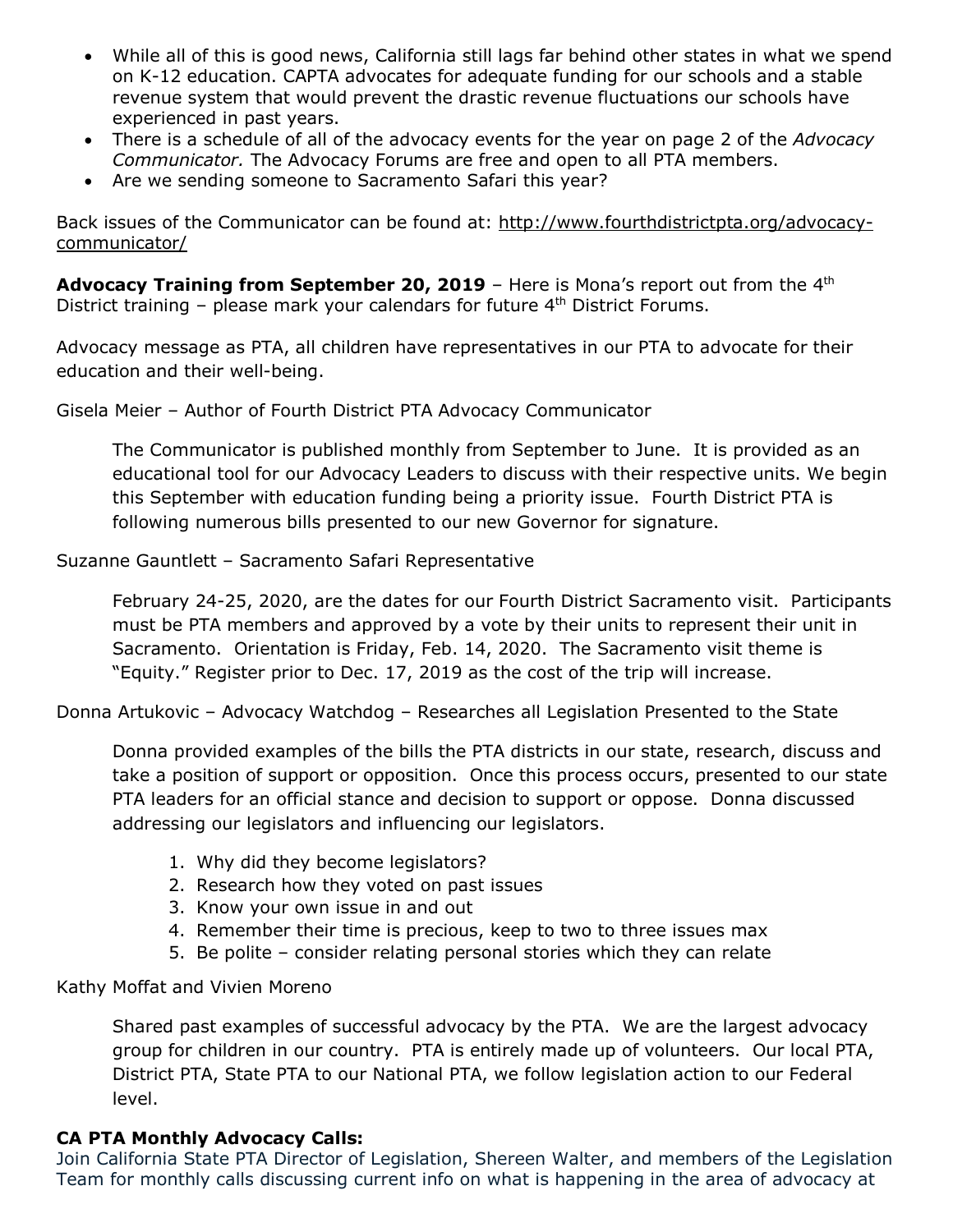- While all of this is good news, California still lags far behind other states in what we spend on K-12 education. CAPTA advocates for adequate funding for our schools and a stable revenue system that would prevent the drastic revenue fluctuations our schools have experienced in past years.
- There is a schedule of all of the advocacy events for the year on page 2 of the *Advocacy Communicator.* The Advocacy Forums are free and open to all PTA members.
- Are we sending someone to Sacramento Safari this year?

Back issues of the Communicator can be found at: http://www.fourthdistrictpta.org/advocacy-communicator/

**Advocacy Training from September 20, 2019** – Here is Mona's report out from the 4th District training – please mark your calendars for future 4th District Forums.

Advocacy message as PTA, all children have representatives in our PTA to advocate for their education and their well-being.

Gisela Meier – Author of Fourth District PTA Advocacy Communicator

> The Communicator is published monthly from September to June. It is provided as an educational tool for our Advocacy Leaders to discuss with their respective units. We begin this September with education funding being a priority issue. Fourth District PTA is following numerous bills presented to our new Governor for signature.

Suzanne Gauntlett – Sacramento Safari Representative

> February 24-25, 2020, are the dates for our Fourth District Sacramento visit. Participants must be PTA members and approved by a vote by their units to represent their unit in Sacramento. Orientation is Friday, Feb. 14, 2020. The Sacramento visit theme is "Equity." Register prior to Dec. 17, 2019 as the cost of the trip will increase.

Donna Artukovic – Advocacy Watchdog – Researches all Legislation Presented to the State

> Donna provided examples of the bills the PTA districts in our state, research, discuss and take a position of support or opposition. Once this process occurs, presented to our state PTA leaders for an official stance and decision to support or oppose. Donna discussed addressing our legislators and influencing our legislators.
>
> 1. Why did they become legislators?
> 2. Research how they voted on past issues
> 3. Know your own issue in and out
> 4. Remember their time is precious, keep to two to three issues max
> 5. Be polite – consider relating personal stories which they can relate

Kathy Moffat and Vivien Moreno

> Shared past examples of successful advocacy by the PTA. We are the largest advocacy group for children in our country. PTA is entirely made up of volunteers. Our local PTA, District PTA, State PTA to our National PTA, we follow legislation action to our Federal level.

**CA PTA Monthly Advocacy Calls:**

Join California State PTA Director of Legislation, Shereen Walter, and members of the Legislation Team for monthly calls discussing current info on what is happening in the area of advocacy at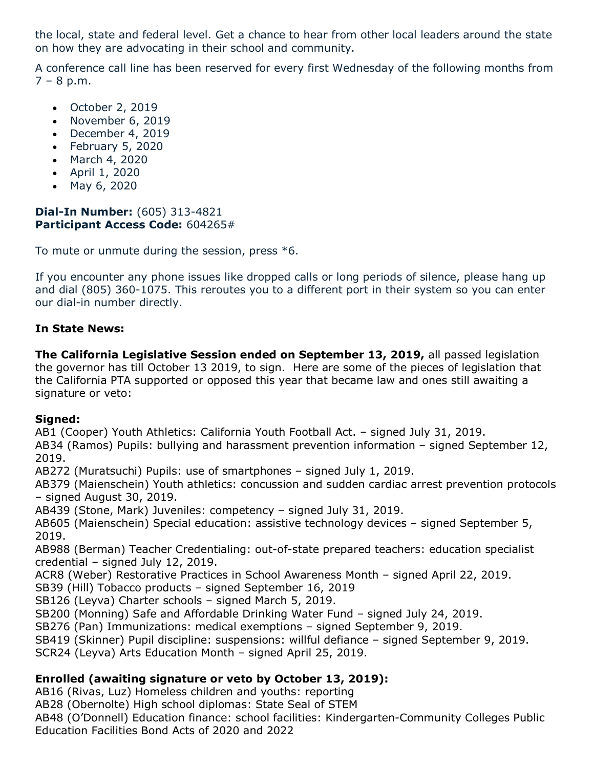the local, state and federal level. Get a chance to hear from other local leaders around the state on how they are advocating in their school and community.

A conference call line has been reserved for every first Wednesday of the following months from 7 – 8 p.m.

- October 2, 2019
- November 6, 2019
- December 4, 2019
- February 5, 2020
- March 4, 2020
- April 1, 2020
- May 6, 2020

**Dial-In Number:** (605) 313-4821
**Participant Access Code:** 604265#

To mute or unmute during the session, press *6.

If you encounter any phone issues like dropped calls or long periods of silence, please hang up and dial (805) 360-1075. This reroutes you to a different port in their system so you can enter our dial-in number directly.

**In State News:**

**The California Legislative Session ended on September 13, 2019,** all passed legislation the governor has till October 13 2019, to sign. Here are some of the pieces of legislation that the California PTA supported or opposed this year that became law and ones still awaiting a signature or veto:

**Signed:**
AB1 (Cooper) Youth Athletics: California Youth Football Act. – signed July 31, 2019.
AB34 (Ramos) Pupils: bullying and harassment prevention information – signed September 12, 2019.
AB272 (Muratsuchi) Pupils: use of smartphones – signed July 1, 2019.
AB379 (Maienschein) Youth athletics: concussion and sudden cardiac arrest prevention protocols – signed August 30, 2019.
AB439 (Stone, Mark) Juveniles: competency – signed July 31, 2019.
AB605 (Maienschein) Special education: assistive technology devices – signed September 5, 2019.
AB988 (Berman) Teacher Credentialing: out-of-state prepared teachers: education specialist credential – signed July 12, 2019.
ACR8 (Weber) Restorative Practices in School Awareness Month – signed April 22, 2019.
SB39 (Hill) Tobacco products – signed September 16, 2019
SB126 (Leyva) Charter schools – signed March 5, 2019.
SB200 (Monning) Safe and Affordable Drinking Water Fund – signed July 24, 2019.
SB276 (Pan) Immunizations: medical exemptions – signed September 9, 2019.
SB419 (Skinner) Pupil discipline: suspensions: willful defiance – signed September 9, 2019.
SCR24 (Leyva) Arts Education Month – signed April 25, 2019.

**Enrolled (awaiting signature or veto by October 13, 2019):**
AB16 (Rivas, Luz) Homeless children and youths: reporting
AB28 (Obernolte) High school diplomas: State Seal of STEM
AB48 (O'Donnell) Education finance: school facilities: Kindergarten-Community Colleges Public Education Facilities Bond Acts of 2020 and 2022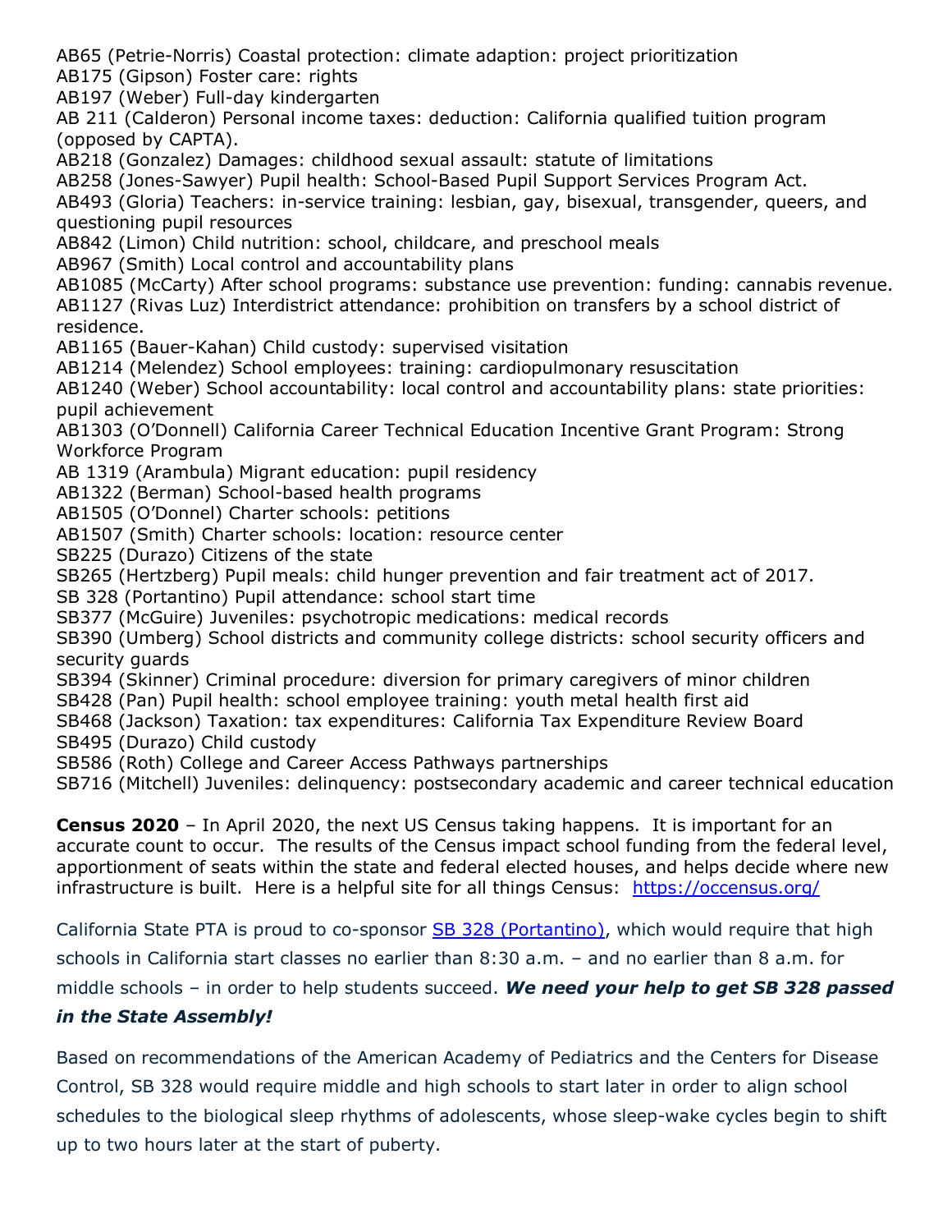AB65 (Petrie-Norris) Coastal protection: climate adaption: project prioritization
AB175 (Gipson) Foster care: rights
AB197 (Weber) Full-day kindergarten
AB 211 (Calderon) Personal income taxes: deduction: California qualified tuition program (opposed by CAPTA).
AB218 (Gonzalez) Damages: childhood sexual assault: statute of limitations
AB258 (Jones-Sawyer) Pupil health: School-Based Pupil Support Services Program Act.
AB493 (Gloria) Teachers: in-service training: lesbian, gay, bisexual, transgender, queers, and questioning pupil resources
AB842 (Limon) Child nutrition: school, childcare, and preschool meals
AB967 (Smith) Local control and accountability plans
AB1085 (McCarty) After school programs: substance use prevention: funding: cannabis revenue.
AB1127 (Rivas Luz) Interdistrict attendance: prohibition on transfers by a school district of residence.
AB1165 (Bauer-Kahan) Child custody: supervised visitation
AB1214 (Melendez) School employees: training: cardiopulmonary resuscitation
AB1240 (Weber) School accountability: local control and accountability plans: state priorities: pupil achievement
AB1303 (O'Donnell) California Career Technical Education Incentive Grant Program: Strong Workforce Program
AB 1319 (Arambula) Migrant education: pupil residency
AB1322 (Berman) School-based health programs
AB1505 (O'Donnel) Charter schools: petitions
AB1507 (Smith) Charter schools: location: resource center
SB225 (Durazo) Citizens of the state
SB265 (Hertzberg) Pupil meals: child hunger prevention and fair treatment act of 2017.
SB 328 (Portantino) Pupil attendance: school start time
SB377 (McGuire) Juveniles: psychotropic medications: medical records
SB390 (Umberg) School districts and community college districts: school security officers and security guards
SB394 (Skinner) Criminal procedure: diversion for primary caregivers of minor children
SB428 (Pan) Pupil health: school employee training: youth metal health first aid
SB468 (Jackson) Taxation: tax expenditures: California Tax Expenditure Review Board
SB495 (Durazo) Child custody
SB586 (Roth) College and Career Access Pathways partnerships
SB716 (Mitchell) Juveniles: delinquency: postsecondary academic and career technical education

**Census 2020** – In April 2020, the next US Census taking happens. It is important for an accurate count to occur. The results of the Census impact school funding from the federal level, apportionment of seats within the state and federal elected houses, and helps decide where new infrastructure is built. Here is a helpful site for all things Census: https://occensus.org/

California State PTA is proud to co-sponsor SB 328 (Portantino), which would require that high schools in California start classes no earlier than 8:30 a.m. – and no earlier than 8 a.m. for middle schools – in order to help students succeed. ***We need your help to get SB 328 passed in the State Assembly!***

Based on recommendations of the American Academy of Pediatrics and the Centers for Disease Control, SB 328 would require middle and high schools to start later in order to align school schedules to the biological sleep rhythms of adolescents, whose sleep-wake cycles begin to shift up to two hours later at the start of puberty.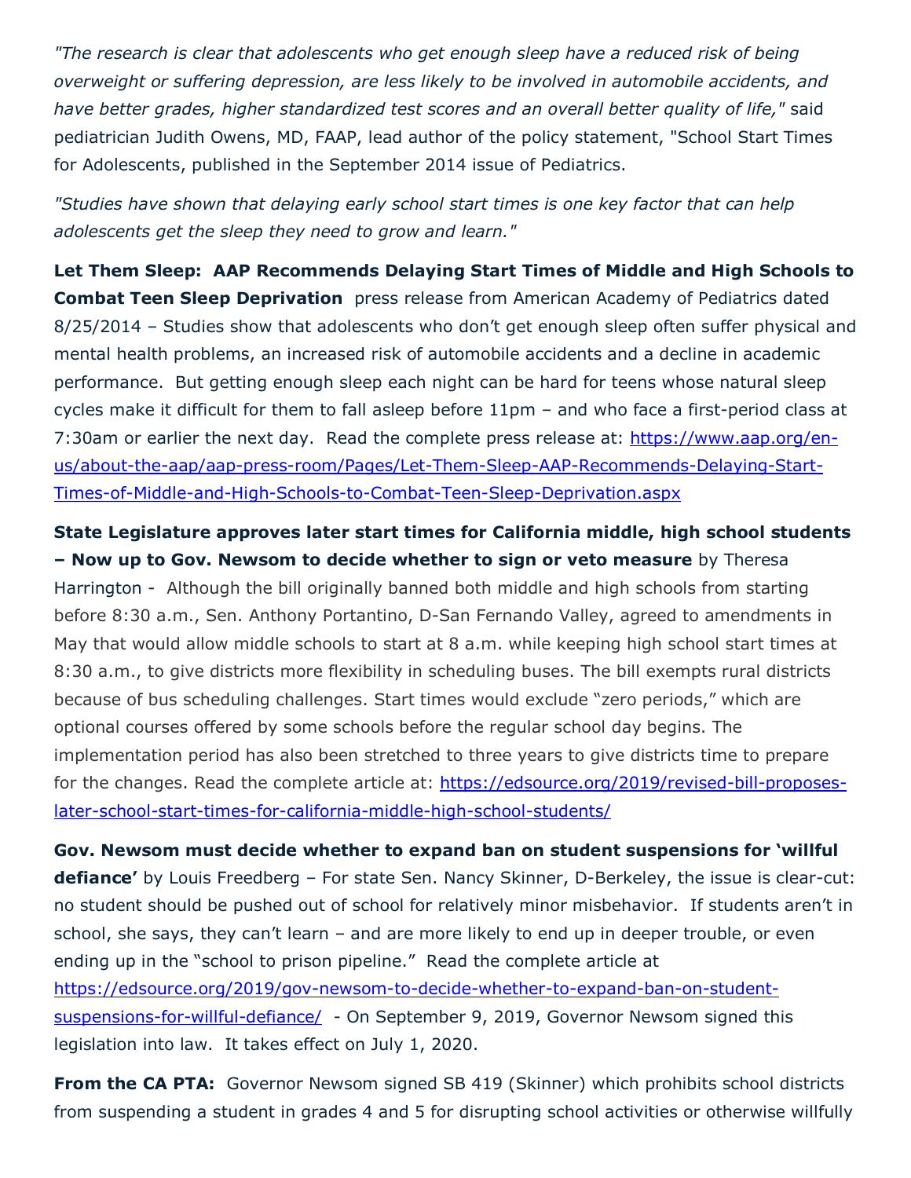*"The research is clear that adolescents who get enough sleep have a reduced risk of being overweight or suffering depression, are less likely to be involved in automobile accidents, and have better grades, higher standardized test scores and an overall better quality of life,"* said pediatrician Judith Owens, MD, FAAP, lead author of the policy statement, "School Start Times for Adolescents, published in the September 2014 issue of Pediatrics.

*"Studies have shown that delaying early school start times is one key factor that can help adolescents get the sleep they need to grow and learn."*

**Let Them Sleep: AAP Recommends Delaying Start Times of Middle and High Schools to Combat Teen Sleep Deprivation** press release from American Academy of Pediatrics dated 8/25/2014 – Studies show that adolescents who don't get enough sleep often suffer physical and mental health problems, an increased risk of automobile accidents and a decline in academic performance. But getting enough sleep each night can be hard for teens whose natural sleep cycles make it difficult for them to fall asleep before 11pm – and who face a first-period class at 7:30am or earlier the next day. Read the complete press release at: [https://www.aap.org/en-us/about-the-aap/aap-press-room/Pages/Let-Them-Sleep-AAP-Recommends-Delaying-Start-Times-of-Middle-and-High-Schools-to-Combat-Teen-Sleep-Deprivation.aspx](https://www.aap.org/en-us/about-the-aap/aap-press-room/Pages/Let-Them-Sleep-AAP-Recommends-Delaying-Start-Times-of-Middle-and-High-Schools-to-Combat-Teen-Sleep-Deprivation.aspx)

**State Legislature approves later start times for California middle, high school students – Now up to Gov. Newsom to decide whether to sign or veto measure** by Theresa Harrington - Although the bill originally banned both middle and high schools from starting before 8:30 a.m., Sen. Anthony Portantino, D-San Fernando Valley, agreed to amendments in May that would allow middle schools to start at 8 a.m. while keeping high school start times at 8:30 a.m., to give districts more flexibility in scheduling buses. The bill exempts rural districts because of bus scheduling challenges. Start times would exclude "zero periods," which are optional courses offered by some schools before the regular school day begins. The implementation period has also been stretched to three years to give districts time to prepare for the changes. Read the complete article at: [https://edsource.org/2019/revised-bill-proposes-later-school-start-times-for-california-middle-high-school-students/](https://edsource.org/2019/revised-bill-proposes-later-school-start-times-for-california-middle-high-school-students/)

**Gov. Newsom must decide whether to expand ban on student suspensions for 'willful defiance'** by Louis Freedberg – For state Sen. Nancy Skinner, D-Berkeley, the issue is clear-cut: no student should be pushed out of school for relatively minor misbehavior. If students aren't in school, she says, they can't learn – and are more likely to end up in deeper trouble, or even ending up in the "school to prison pipeline." Read the complete article at [https://edsource.org/2019/gov-newsom-to-decide-whether-to-expand-ban-on-student-suspensions-for-willful-defiance/](https://edsource.org/2019/gov-newsom-to-decide-whether-to-expand-ban-on-student-suspensions-for-willful-defiance/) - On September 9, 2019, Governor Newsom signed this legislation into law. It takes effect on July 1, 2020.

**From the CA PTA:** Governor Newsom signed SB 419 (Skinner) which prohibits school districts from suspending a student in grades 4 and 5 for disrupting school activities or otherwise willfully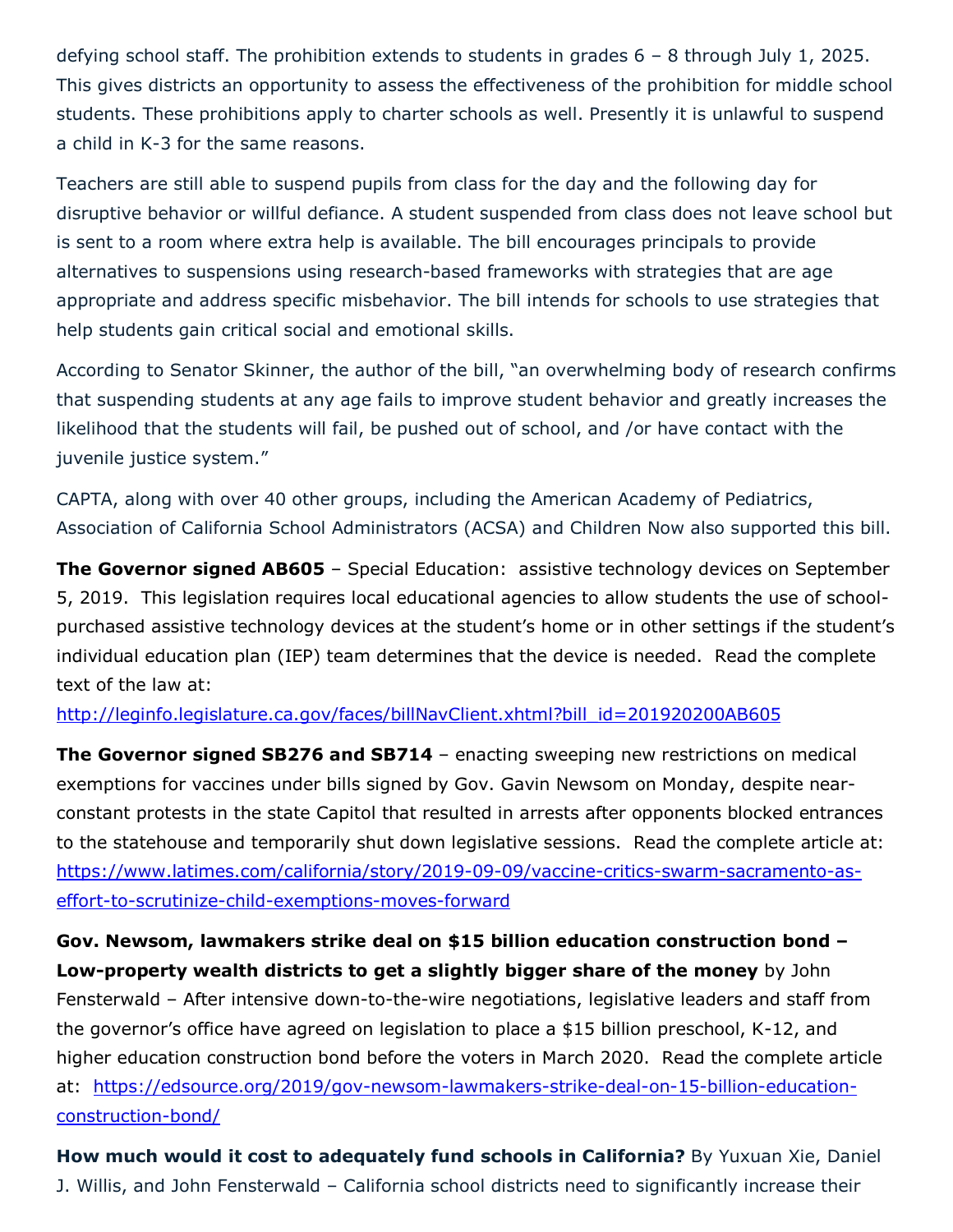defying school staff. The prohibition extends to students in grades 6 – 8 through July 1, 2025. This gives districts an opportunity to assess the effectiveness of the prohibition for middle school students. These prohibitions apply to charter schools as well. Presently it is unlawful to suspend a child in K-3 for the same reasons.

Teachers are still able to suspend pupils from class for the day and the following day for disruptive behavior or willful defiance. A student suspended from class does not leave school but is sent to a room where extra help is available. The bill encourages principals to provide alternatives to suspensions using research-based frameworks with strategies that are age appropriate and address specific misbehavior. The bill intends for schools to use strategies that help students gain critical social and emotional skills.

According to Senator Skinner, the author of the bill, "an overwhelming body of research confirms that suspending students at any age fails to improve student behavior and greatly increases the likelihood that the students will fail, be pushed out of school, and /or have contact with the juvenile justice system."

CAPTA, along with over 40 other groups, including the American Academy of Pediatrics, Association of California School Administrators (ACSA) and Children Now also supported this bill.

**The Governor signed AB605** – Special Education: assistive technology devices on September 5, 2019. This legislation requires local educational agencies to allow students the use of school-purchased assistive technology devices at the student's home or in other settings if the student's individual education plan (IEP) team determines that the device is needed. Read the complete text of the law at: http://leginfo.legislature.ca.gov/faces/billNavClient.xhtml?bill_id=201920200AB605

**The Governor signed SB276 and SB714** – enacting sweeping new restrictions on medical exemptions for vaccines under bills signed by Gov. Gavin Newsom on Monday, despite near-constant protests in the state Capitol that resulted in arrests after opponents blocked entrances to the statehouse and temporarily shut down legislative sessions. Read the complete article at: https://www.latimes.com/california/story/2019-09-09/vaccine-critics-swarm-sacramento-as-effort-to-scrutinize-child-exemptions-moves-forward

**Gov. Newsom, lawmakers strike deal on $15 billion education construction bond – Low-property wealth districts to get a slightly bigger share of the money** by John Fensterwald – After intensive down-to-the-wire negotiations, legislative leaders and staff from the governor's office have agreed on legislation to place a $15 billion preschool, K-12, and higher education construction bond before the voters in March 2020. Read the complete article at: https://edsource.org/2019/gov-newsom-lawmakers-strike-deal-on-15-billion-education-construction-bond/

**How much would it cost to adequately fund schools in California?** By Yuxuan Xie, Daniel J. Willis, and John Fensterwald – California school districts need to significantly increase their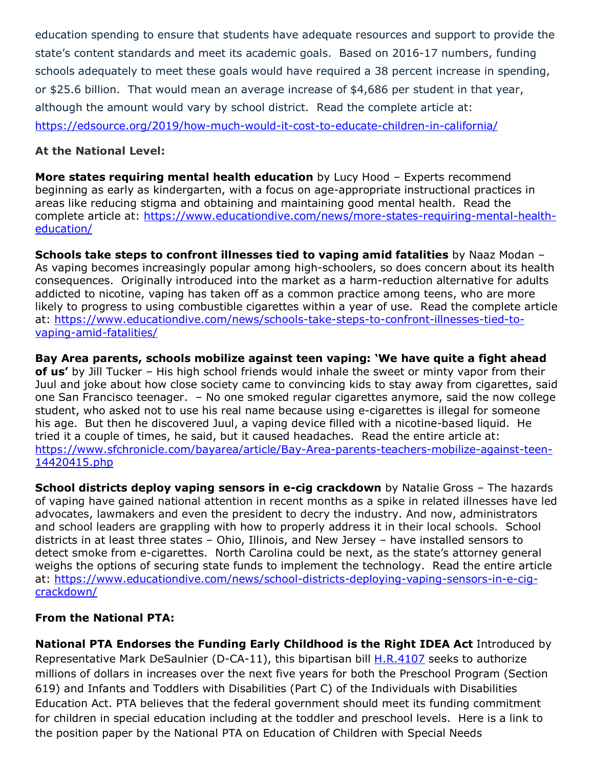education spending to ensure that students have adequate resources and support to provide the state's content standards and meet its academic goals. Based on 2016-17 numbers, funding schools adequately to meet these goals would have required a 38 percent increase in spending, or $25.6 billion. That would mean an average increase of $4,686 per student in that year, although the amount would vary by school district. Read the complete article at: https://edsource.org/2019/how-much-would-it-cost-to-educate-children-in-california/

**At the National Level:**

**More states requiring mental health education** by Lucy Hood – Experts recommend beginning as early as kindergarten, with a focus on age-appropriate instructional practices in areas like reducing stigma and obtaining and maintaining good mental health. Read the complete article at: https://www.educationdive.com/news/more-states-requiring-mental-health-education/

**Schools take steps to confront illnesses tied to vaping amid fatalities** by Naaz Modan – As vaping becomes increasingly popular among high-schoolers, so does concern about its health consequences. Originally introduced into the market as a harm-reduction alternative for adults addicted to nicotine, vaping has taken off as a common practice among teens, who are more likely to progress to using combustible cigarettes within a year of use. Read the complete article at: https://www.educationdive.com/news/schools-take-steps-to-confront-illnesses-tied-to-vaping-amid-fatalities/

**Bay Area parents, schools mobilize against teen vaping: 'We have quite a fight ahead of us'** by Jill Tucker – His high school friends would inhale the sweet or minty vapor from their Juul and joke about how close society came to convincing kids to stay away from cigarettes, said one San Francisco teenager. – No one smoked regular cigarettes anymore, said the now college student, who asked not to use his real name because using e-cigarettes is illegal for someone his age. But then he discovered Juul, a vaping device filled with a nicotine-based liquid. He tried it a couple of times, he said, but it caused headaches. Read the entire article at: https://www.sfchronicle.com/bayarea/article/Bay-Area-parents-teachers-mobilize-against-teen-14420415.php

**School districts deploy vaping sensors in e-cig crackdown** by Natalie Gross – The hazards of vaping have gained national attention in recent months as a spike in related illnesses have led advocates, lawmakers and even the president to decry the industry. And now, administrators and school leaders are grappling with how to properly address it in their local schools. School districts in at least three states – Ohio, Illinois, and New Jersey – have installed sensors to detect smoke from e-cigarettes. North Carolina could be next, as the state's attorney general weighs the options of securing state funds to implement the technology. Read the entire article at: https://www.educationdive.com/news/school-districts-deploying-vaping-sensors-in-e-cig-crackdown/

**From the National PTA:**

**National PTA Endorses the Funding Early Childhood is the Right IDEA Act** Introduced by Representative Mark DeSaulnier (D-CA-11), this bipartisan bill H.R.4107 seeks to authorize millions of dollars in increases over the next five years for both the Preschool Program (Section 619) and Infants and Toddlers with Disabilities (Part C) of the Individuals with Disabilities Education Act. PTA believes that the federal government should meet its funding commitment for children in special education including at the toddler and preschool levels. Here is a link to the position paper by the National PTA on Education of Children with Special Needs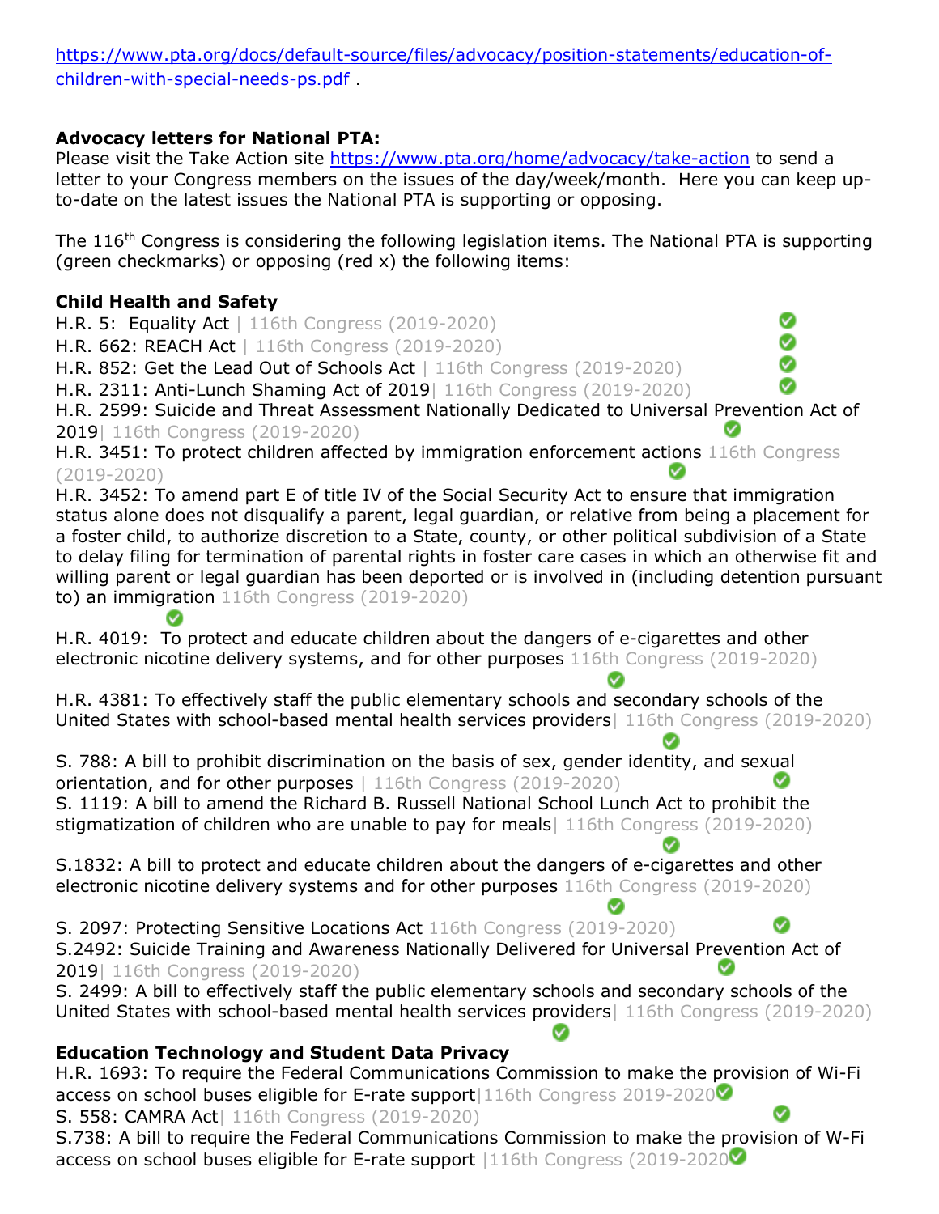https://www.pta.org/docs/default-source/files/advocacy/position-statements/education-of-children-with-special-needs-ps.pdf .

**Advocacy letters for National PTA:**
Please visit the Take Action site https://www.pta.org/home/advocacy/take-action to send a letter to your Congress members on the issues of the day/week/month. Here you can keep up-to-date on the latest issues the National PTA is supporting or opposing.

The 116th Congress is considering the following legislation items. The National PTA is supporting (green checkmarks) or opposing (red x) the following items:

**Child Health and Safety**

H.R. 5: Equality Act | 116th Congress (2019-2020) ✅
H.R. 662: REACH Act | 116th Congress (2019-2020) ✅
H.R. 852: Get the Lead Out of Schools Act | 116th Congress (2019-2020) ✅
H.R. 2311: Anti-Lunch Shaming Act of 2019| 116th Congress (2019-2020) ✅
H.R. 2599: Suicide and Threat Assessment Nationally Dedicated to Universal Prevention Act of 2019| 116th Congress (2019-2020) ✅
H.R. 3451: To protect children affected by immigration enforcement actions 116th Congress (2019-2020) ✅
H.R. 3452: To amend part E of title IV of the Social Security Act to ensure that immigration status alone does not disqualify a parent, legal guardian, or relative from being a placement for a foster child, to authorize discretion to a State, county, or other political subdivision of a State to delay filing for termination of parental rights in foster care cases in which an otherwise fit and willing parent or legal guardian has been deported or is involved in (including detention pursuant to) an immigration 116th Congress (2019-2020) ✅

H.R. 4019: To protect and educate children about the dangers of e-cigarettes and other electronic nicotine delivery systems, and for other purposes 116th Congress (2019-2020) ✅

H.R. 4381: To effectively staff the public elementary schools and secondary schools of the United States with school-based mental health services providers| 116th Congress (2019-2020) ✅

S. 788: A bill to prohibit discrimination on the basis of sex, gender identity, and sexual orientation, and for other purposes | 116th Congress (2019-2020) ✅
S. 1119: A bill to amend the Richard B. Russell National School Lunch Act to prohibit the stigmatization of children who are unable to pay for meals| 116th Congress (2019-2020) ✅

S.1832: A bill to protect and educate children about the dangers of e-cigarettes and other electronic nicotine delivery systems and for other purposes 116th Congress (2019-2020) ✅

S. 2097: Protecting Sensitive Locations Act 116th Congress (2019-2020) ✅
S.2492: Suicide Training and Awareness Nationally Delivered for Universal Prevention Act of 2019| 116th Congress (2019-2020) ✅
S. 2499: A bill to effectively staff the public elementary schools and secondary schools of the United States with school-based mental health services providers| 116th Congress (2019-2020) ✅

**Education Technology and Student Data Privacy**

H.R. 1693: To require the Federal Communications Commission to make the provision of Wi-Fi access on school buses eligible for E-rate support|116th Congress 2019-2020 ✅
S. 558: CAMRA Act| 116th Congress (2019-2020) ✅
S.738: A bill to require the Federal Communications Commission to make the provision of W-Fi access on school buses eligible for E-rate support |116th Congress (2019-2020 ✅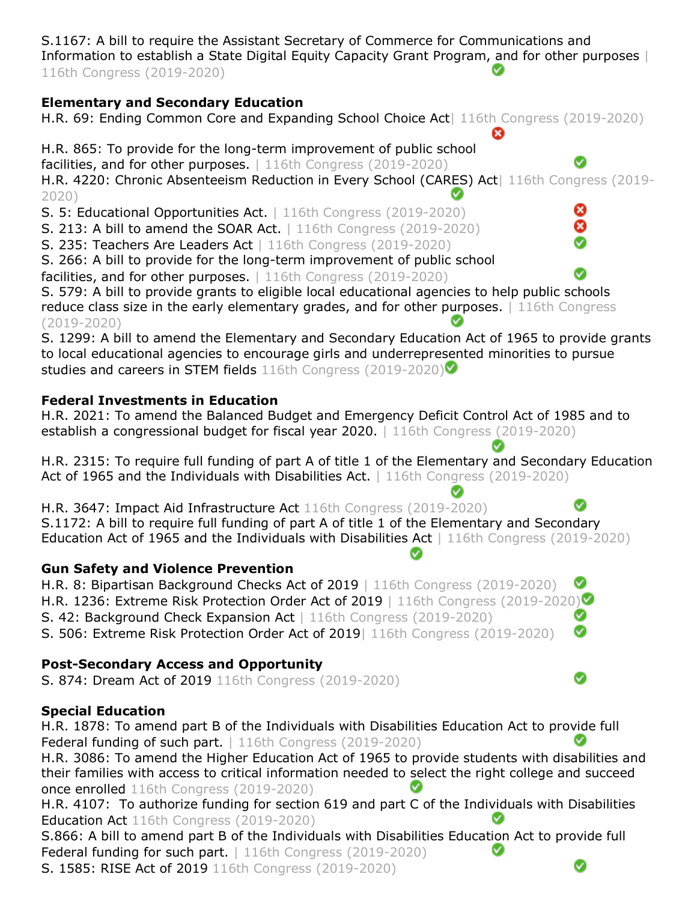S.1167: A bill to require the Assistant Secretary of Commerce for Communications and Information to establish a State Digital Equity Capacity Grant Program, and for other purposes | 116th Congress (2019-2020) ✅

**Elementary and Secondary Education**

H.R. 69: Ending Common Core and Expanding School Choice Act| 116th Congress (2019-2020) ❌

H.R. 865: To provide for the long-term improvement of public school facilities, and for other purposes. | 116th Congress (2019-2020) ✅

H.R. 4220: Chronic Absenteeism Reduction in Every School (CARES) Act| 116th Congress (2019-2020) ✅

S. 5: Educational Opportunities Act. | 116th Congress (2019-2020) ❌

S. 213: A bill to amend the SOAR Act. | 116th Congress (2019-2020) ❌

S. 235: Teachers Are Leaders Act | 116th Congress (2019-2020) ✅

S. 266: A bill to provide for the long-term improvement of public school facilities, and for other purposes. | 116th Congress (2019-2020) ✅

S. 579: A bill to provide grants to eligible local educational agencies to help public schools reduce class size in the early elementary grades, and for other purposes. | 116th Congress (2019-2020) ✅

S. 1299: A bill to amend the Elementary and Secondary Education Act of 1965 to provide grants to local educational agencies to encourage girls and underrepresented minorities to pursue studies and careers in STEM fields 116th Congress (2019-2020) ✅

**Federal Investments in Education**

H.R. 2021: To amend the Balanced Budget and Emergency Deficit Control Act of 1985 and to establish a congressional budget for fiscal year 2020. | 116th Congress (2019-2020) ✅

H.R. 2315: To require full funding of part A of title 1 of the Elementary and Secondary Education Act of 1965 and the Individuals with Disabilities Act. | 116th Congress (2019-2020) ✅

H.R. 3647: Impact Aid Infrastructure Act 116th Congress (2019-2020) ✅

S.1172: A bill to require full funding of part A of title 1 of the Elementary and Secondary Education Act of 1965 and the Individuals with Disabilities Act | 116th Congress (2019-2020) ✅

**Gun Safety and Violence Prevention**

H.R. 8: Bipartisan Background Checks Act of 2019 | 116th Congress (2019-2020) ✅

H.R. 1236: Extreme Risk Protection Order Act of 2019 | 116th Congress (2019-2020) ✅

S. 42: Background Check Expansion Act | 116th Congress (2019-2020) ✅

S. 506: Extreme Risk Protection Order Act of 2019| 116th Congress (2019-2020) ✅

**Post-Secondary Access and Opportunity**

S. 874: Dream Act of 2019 116th Congress (2019-2020) ✅

**Special Education**

H.R. 1878: To amend part B of the Individuals with Disabilities Education Act to provide full Federal funding of such part. | 116th Congress (2019-2020) ✅

H.R. 3086: To amend the Higher Education Act of 1965 to provide students with disabilities and their families with access to critical information needed to select the right college and succeed once enrolled 116th Congress (2019-2020) ✅

H.R. 4107: To authorize funding for section 619 and part C of the Individuals with Disabilities Education Act 116th Congress (2019-2020) ✅

S.866: A bill to amend part B of the Individuals with Disabilities Education Act to provide full Federal funding for such part. | 116th Congress (2019-2020) ✅

S. 1585: RISE Act of 2019 116th Congress (2019-2020) ✅